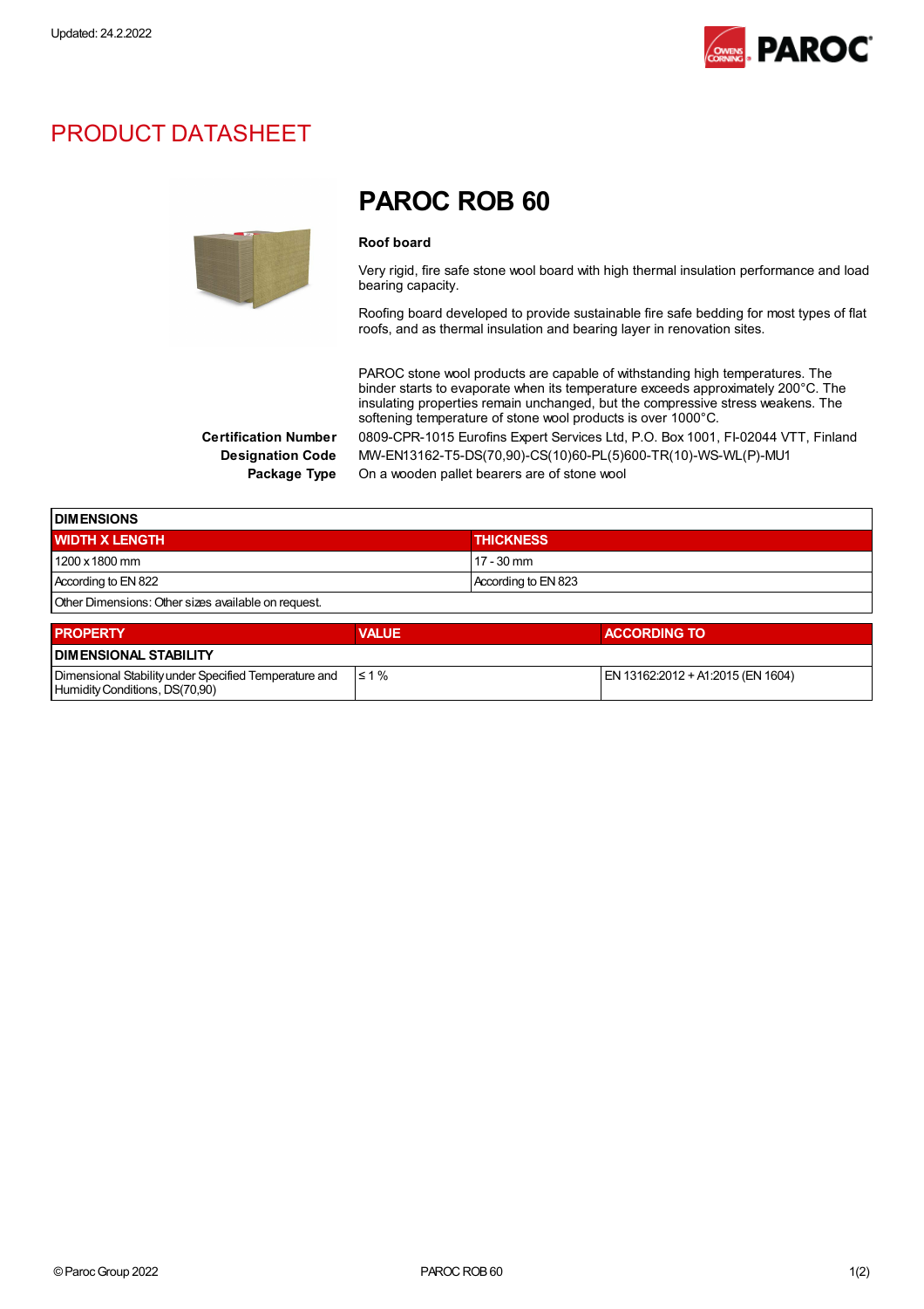Updated: 24.2.2022

# PRODUCT DATASHEET

## PAROC ROB 60

**Roof board**

Very rigid, fire safe stone wool board with high thermal insulation performance and load bearing capacity.

Roofing board developed to provide sustainable fire safe bedding for most types of flat roofs, and as thermal insulation and bearing layer in renovation sites.

PAROC stone wool products are capable of withstanding high temperatures. The binder starts to evaporate when its temperature exceeds approximately 200°C. The insulating properties remain unchanged, but the compressive stress weakens. The softening temperature of stone wool products is over 1000°C.

**Certification Number** 0809-CPR-1015 Eurofins Expert Services Ltd, P.O. Box 1001, FI-02044 VTT, Finland

**Designation Code** MW-EN13162-T5-DS(70,90)-CS(10)60-PL(5)600-TR(10)-WS-WL(P)-MU1

**Package Type** On a wooden pallet bearers are of stone wool

| DIMENSIONS | |
|---|---|
| **WIDTH X LENGTH** | **THICKNESS** |
| 1200 x 1800 mm | 17 - 30 mm |
| According to EN 822 | According to EN 823 |
| Other Dimensions: Other sizes available on request. | |

| PROPERTY | VALUE | ACCORDING TO |
|---|---|---|
| **DIMENSIONAL STABILITY** | | |
| Dimensional Stability under Specified Temperature and Humidity Conditions, DS(70,90) | ≤ 1 % | EN 13162:2012 + A1:2015 (EN 1604) |

© Paroc Group 2022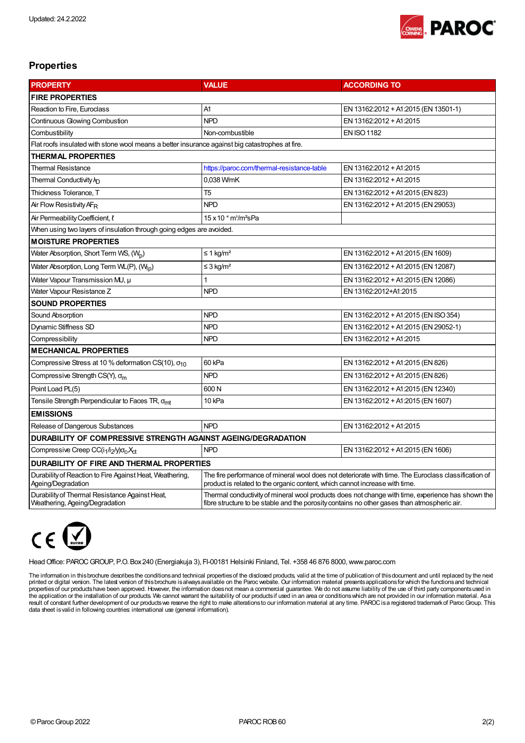## Properties

| PROPERTY | VALUE | ACCORDING TO |
|---|---|---|
| **FIRE PROPERTIES** | | |
| Reaction to Fire, Euroclass | A1 | EN 13162:2012 + A1:2015 (EN 13501-1) |
| Continuous Glowing Combustion | NPD | EN 13162:2012 + A1:2015 |
| Combustibility | Non-combustible | EN ISO 1182 |
| Flat roofs insulated with stone wool means a better insurance against big catastrophes at fire. | | |
| **THERMAL PROPERTIES** | | |
| Thermal Resistance | https://paroc.com/thermal-resistance-table | EN 13162:2012 + A1:2015 |
| Thermal Conductivity $\lambda_D$ | 0,038 W/mK | EN 13162:2012 + A1:2015 |
| Thickness Tolerance, T | T5 | EN 13162:2012 + A1:2015 (EN 823) |
| Air Flow Resistivity $AF_R$ | NPD | EN 13162:2012 + A1:2015 (EN 29053) |
| Air Permeability Coefficient, ℓ | 15 x $10^{-4}$ $m^3/m^2sPa$ | |
| When using two layers of insulation through going edges are avoided. | | |
| **MOISTURE PROPERTIES** | | |
| Water Absorption, Short Term WS, ($W_p$) | ≤ 1 kg/m² | EN 13162:2012 + A1:2015 (EN 1609) |
| Water Absorption, Long Term WL(P), ($W_{lp}$) | ≤ 3 kg/m² | EN 13162:2012 + A1:2015 (EN 12087) |
| Water Vapour Transmission MU, μ | 1 | EN 13162:2012 + A1:2015 (EN 12086) |
| Water Vapour Resistance Z | NPD | EN 13162:2012+A1:2015 |
| **SOUND PROPERTIES** | | |
| Sound Absorption | NPD | EN 13162:2012 + A1:2015 (EN ISO 354) |
| Dynamic Stiffness SD | NPD | EN 13162:2012 + A1:2015 (EN 29052-1) |
| Compressibility | NPD | EN 13162:2012 + A1:2015 |
| **MECHANICAL PROPERTIES** | | |
| Compressive Stress at 10 % deformation CS(10), $\sigma_{10}$ | 60 kPa | EN 13162:2012 + A1:2015 (EN 826) |
| Compressive Strength CS(Y), $\sigma_m$ | NPD | EN 13162:2012 + A1:2015 (EN 826) |
| Point Load PL(5) | 600 N | EN 13162:2012 + A1:2015 (EN 12340) |
| Tensile Strength Perpendicular to Faces TR, $\sigma_{mt}$ | 10 kPa | EN 13162:2012 + A1:2015 (EN 1607) |
| **EMISSIONS** | | |
| Release of Dangerous Substances | NPD | EN 13162:2012 + A1:2015 |
| **DURABILITY OF COMPRESSIVE STRENGTH AGAINST AGEING/DEGRADATION** | | |
| Compressive Creep $CC(i_1/i_2/y)\sigma_c X_{ct}$ | NPD | EN 13162:2012 + A1:2015 (EN 1606) |
| **DURABILITY OF FIRE AND THERMAL PROPERTIES** | | |
| Durability of Reaction to Fire Against Heat, Weathering, Ageing/Degradation | The fire performance of mineral wool does not deteriorate with time. The Euroclass classification of product is related to the organic content, which cannot increase with time. | |
| Durability of Thermal Resistance Against Heat, Weathering, Ageing/Degradation | Thermal conductivity of mineral wool products does not change with time, experience has shown the fibre structure to be stable and the porosity contains no other gases than atmospheric air. | |

Head Office: PAROC GROUP, P.O. Box 240 (Energiakuja 3), FI-00181 Helsinki Finland, Tel. +358 46 876 8000, www.paroc.com

The information in this brochure describes the conditions and technical properties of the disclosed products, valid at the time of publication of this document and until replaced by the next printed or digital version. The latest version of this brochure is always available on the Paroc website. Our information material presents applications for which the functions and technical properties of our products have been approved. However, the information does not mean a commercial guarantee. We do not assume liability of the use of third party components used in the application or the installation of our products. We cannot warrant the suitability of our products if used in an area or conditions which are not provided in our information material. As a result of constant further development of our products we reserve the right to make alterations to our information material at any time. PAROC is a registered trademark of Paroc Group. This data sheet is valid in following countries: international use (general information).

© Paroc Group 2022 PAROC ROB 60